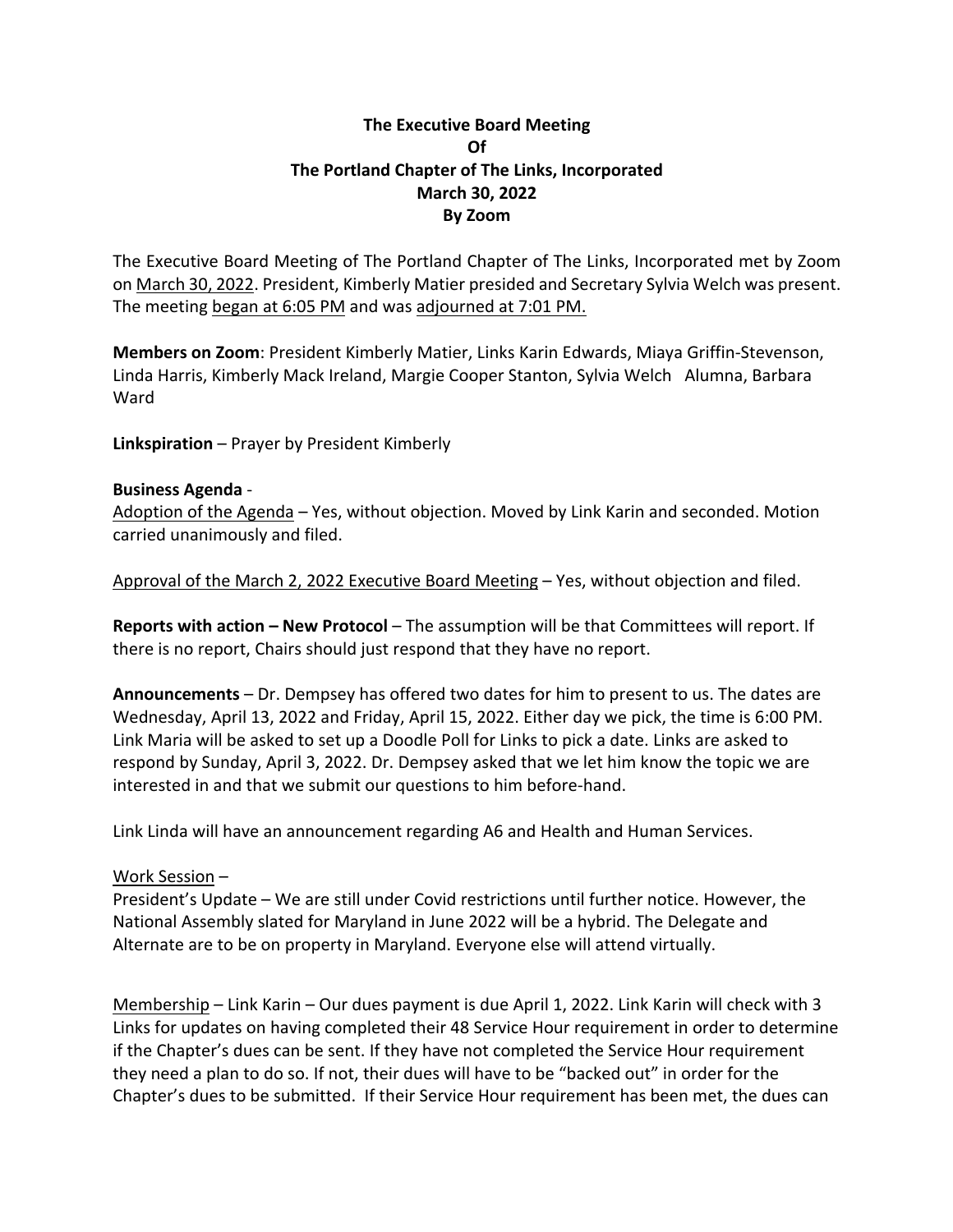**The Executive Board Meeting**
**Of**
**The Portland Chapter of The Links, Incorporated**
**March 30, 2022**
**By Zoom**

The Executive Board Meeting of The Portland Chapter of The Links, Incorporated met by Zoom on March 30, 2022. President, Kimberly Matier presided and Secretary Sylvia Welch was present. The meeting began at 6:05 PM and was adjourned at 7:01 PM.

**Members on Zoom**: President Kimberly Matier, Links Karin Edwards, Miaya Griffin-Stevenson, Linda Harris, Kimberly Mack Ireland, Margie Cooper Stanton, Sylvia Welch Alumna, Barbara Ward

**Linkspiration** – Prayer by President Kimberly

**Business Agenda** -

Adoption of the Agenda – Yes, without objection. Moved by Link Karin and seconded. Motion carried unanimously and filed.

Approval of the March 2, 2022 Executive Board Meeting – Yes, without objection and filed.

**Reports with action – New Protocol** – The assumption will be that Committees will report. If there is no report, Chairs should just respond that they have no report.

**Announcements** – Dr. Dempsey has offered two dates for him to present to us. The dates are Wednesday, April 13, 2022 and Friday, April 15, 2022. Either day we pick, the time is 6:00 PM. Link Maria will be asked to set up a Doodle Poll for Links to pick a date. Links are asked to respond by Sunday, April 3, 2022. Dr. Dempsey asked that we let him know the topic we are interested in and that we submit our questions to him before-hand.

Link Linda will have an announcement regarding A6 and Health and Human Services.

Work Session –

President's Update – We are still under Covid restrictions until further notice. However, the National Assembly slated for Maryland in June 2022 will be a hybrid. The Delegate and Alternate are to be on property in Maryland. Everyone else will attend virtually.

Membership – Link Karin – Our dues payment is due April 1, 2022. Link Karin will check with 3 Links for updates on having completed their 48 Service Hour requirement in order to determine if the Chapter's dues can be sent. If they have not completed the Service Hour requirement they need a plan to do so. If not, their dues will have to be "backed out" in order for the Chapter's dues to be submitted. If their Service Hour requirement has been met, the dues can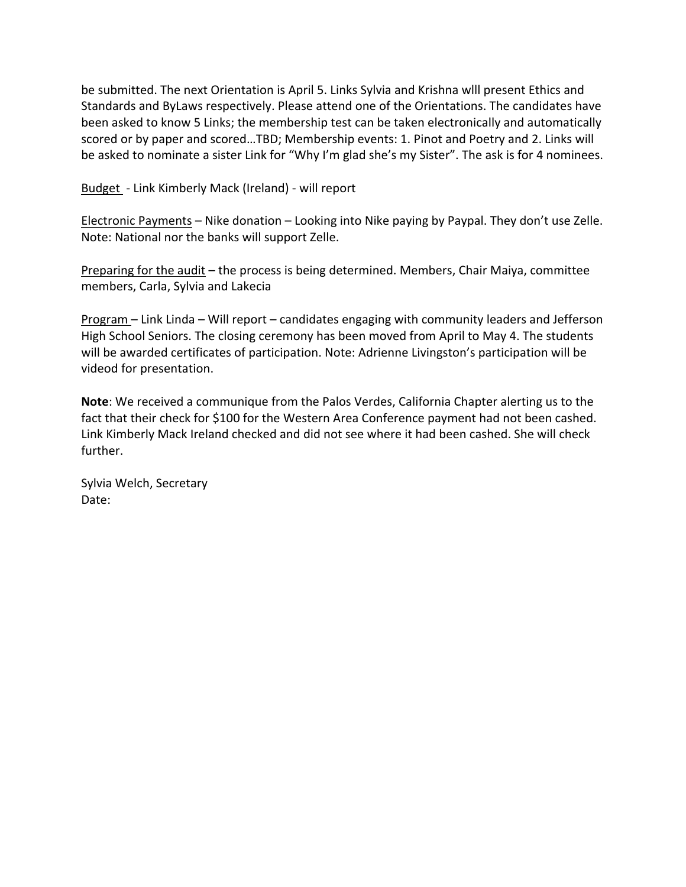be submitted. The next Orientation is April 5. Links Sylvia and Krishna wlll present Ethics and Standards and ByLaws respectively. Please attend one of the Orientations. The candidates have been asked to know 5 Links; the membership test can be taken electronically and automatically scored or by paper and scored…TBD; Membership events: 1. Pinot and Poetry and 2. Links will be asked to nominate a sister Link for "Why I'm glad she's my Sister". The ask is for 4 nominees.

<u>Budget</u> - Link Kimberly Mack (Ireland) - will report

<u>Electronic Payments</u> – Nike donation – Looking into Nike paying by Paypal. They don't use Zelle. Note: National nor the banks will support Zelle.

<u>Preparing for the audit</u> – the process is being determined. Members, Chair Maiya, committee members, Carla, Sylvia and Lakecia

<u>Program</u> – Link Linda – Will report – candidates engaging with community leaders and Jefferson High School Seniors. The closing ceremony has been moved from April to May 4. The students will be awarded certificates of participation. Note: Adrienne Livingston's participation will be videod for presentation.

**Note**: We received a communique from the Palos Verdes, California Chapter alerting us to the fact that their check for $100 for the Western Area Conference payment had not been cashed. Link Kimberly Mack Ireland checked and did not see where it had been cashed. She will check further.

Sylvia Welch, Secretary
Date: